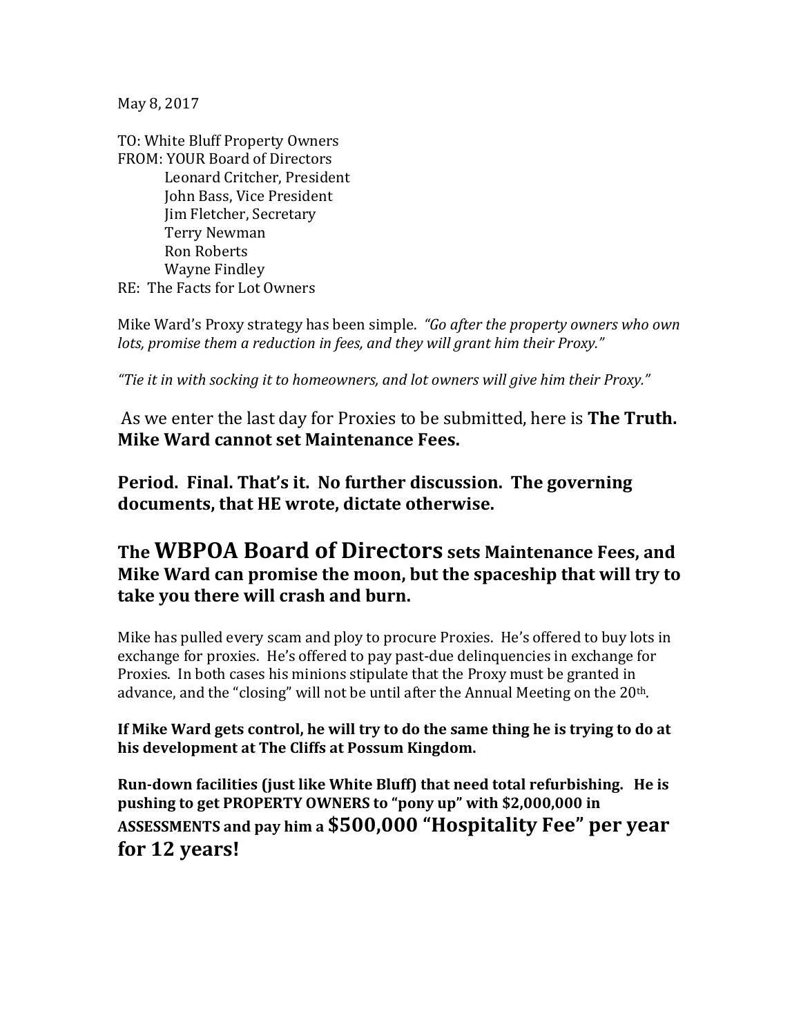May 8, 2017

TO: White Bluff Property Owners
FROM: YOUR Board of Directors
Leonard Critcher, President
John Bass, Vice President
Jim Fletcher, Secretary
Terry Newman
Ron Roberts
Wayne Findley
RE: The Facts for Lot Owners

Mike Ward's Proxy strategy has been simple. *"Go after the property owners who own lots, promise them a reduction in fees, and they will grant him their Proxy."*

*"Tie it in with socking it to homeowners, and lot owners will give him their Proxy."*

As we enter the last day for Proxies to be submitted, here is **The Truth. Mike Ward cannot set Maintenance Fees.**

**Period. Final. That's it. No further discussion. The governing documents, that HE wrote, dictate otherwise.**

## The WBPOA Board of Directors sets Maintenance Fees, and Mike Ward can promise the moon, but the spaceship that will try to take you there will crash and burn.

Mike has pulled every scam and ploy to procure Proxies. He's offered to buy lots in exchange for proxies. He's offered to pay past-due delinquencies in exchange for Proxies. In both cases his minions stipulate that the Proxy must be granted in advance, and the "closing" will not be until after the Annual Meeting on the 20th.

**If Mike Ward gets control, he will try to do the same thing he is trying to do at his development at The Cliffs at Possum Kingdom.**

**Run-down facilities (just like White Bluff) that need total refurbishing. He is pushing to get PROPERTY OWNERS to "pony up" with $2,000,000 in ASSESSMENTS and pay him a $500,000 "Hospitality Fee" per year for 12 years!**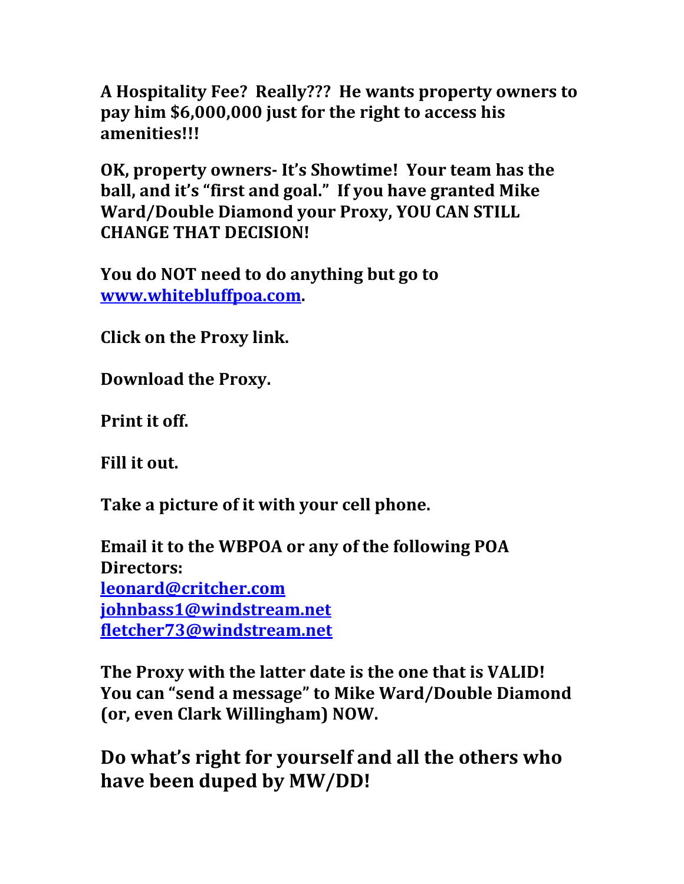**A Hospitality Fee? Really??? He wants property owners to pay him $6,000,000 just for the right to access his amenities!!!**

**OK, property owners- It's Showtime! Your team has the ball, and it's "first and goal." If you have granted Mike Ward/Double Diamond your Proxy, YOU CAN STILL CHANGE THAT DECISION!**

**You do NOT need to do anything but go to [www.whitebluffpoa.com](http://www.whitebluffpoa.com).**

**Click on the Proxy link.**

**Download the Proxy.**

**Print it off.**

**Fill it out.**

**Take a picture of it with your cell phone.**

**Email it to the WBPOA or any of the following POA Directors:**
**[leonard@critcher.com](mailto:leonard@critcher.com)**
**[johnbass1@windstream.net](mailto:johnbass1@windstream.net)**
**[fletcher73@windstream.net](mailto:fletcher73@windstream.net)**

**The Proxy with the latter date is the one that is VALID! You can "send a message" to Mike Ward/Double Diamond (or, even Clark Willingham) NOW.**

## Do what's right for yourself and all the others who have been duped by MW/DD!